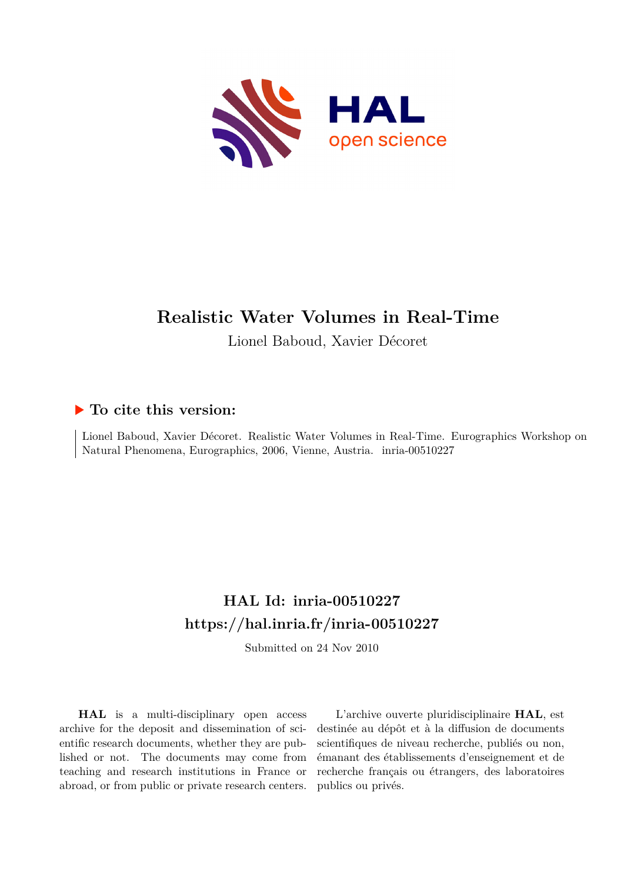# Realistic Water Volumes in Real-Time

Lionel Baboud, Xavier Décoret

## ▶ To cite this version:

Lionel Baboud, Xavier Décoret. Realistic Water Volumes in Real-Time. Eurographics Workshop on Natural Phenomena, Eurographics, 2006, Vienne, Austria. inria-00510227

## HAL Id: inria-00510227
## https://hal.inria.fr/inria-00510227

Submitted on 24 Nov 2010

**HAL** is a multi-disciplinary open access archive for the deposit and dissemination of scientific research documents, whether they are published or not. The documents may come from teaching and research institutions in France or abroad, or from public or private research centers.

L'archive ouverte pluridisciplinaire **HAL**, est destinée au dépôt et à la diffusion de documents scientifiques de niveau recherche, publiés ou non, émanant des établissements d'enseignement et de recherche français ou étrangers, des laboratoires publics ou privés.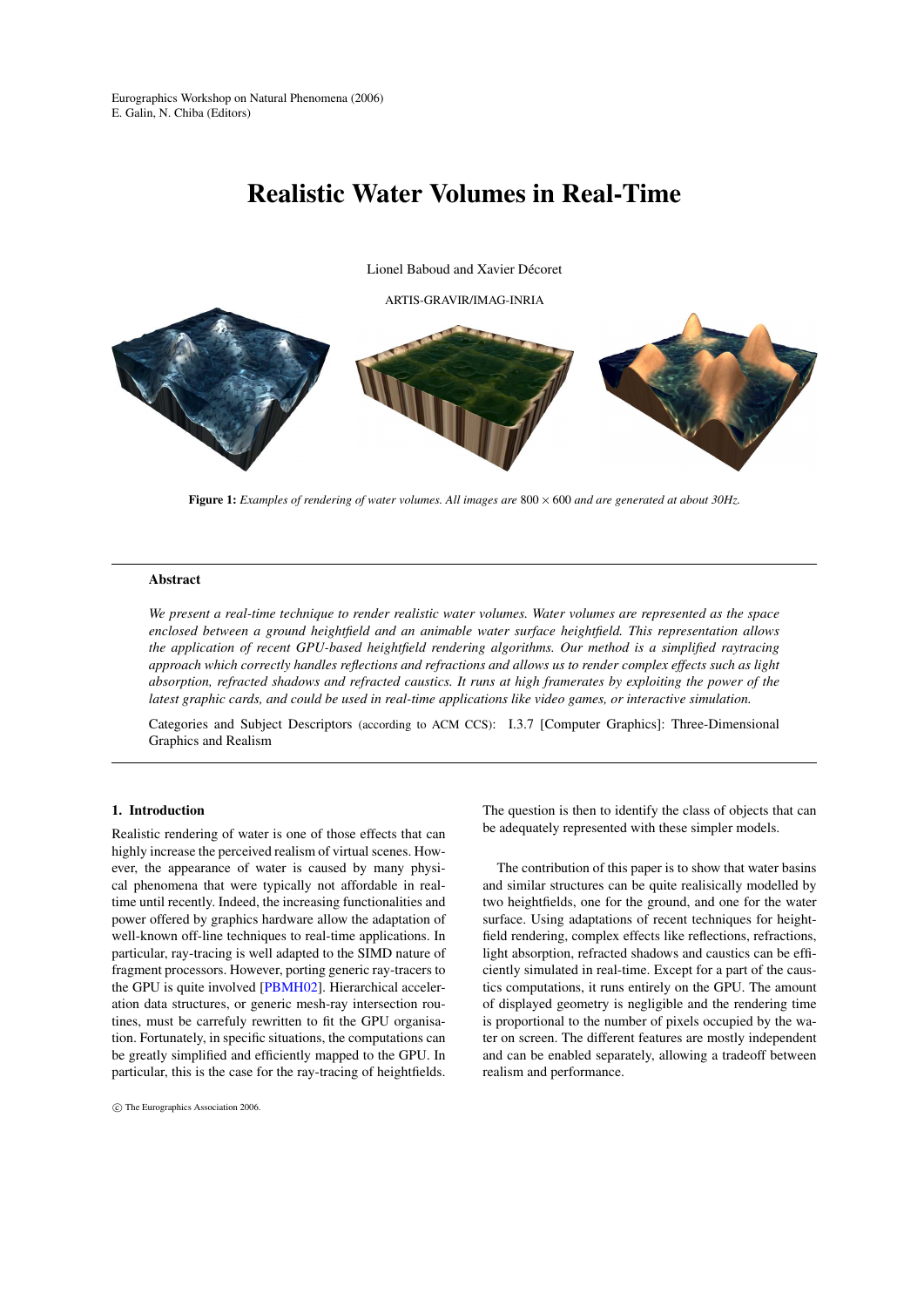# Realistic Water Volumes in Real-Time

Lionel Baboud and Xavier Décoret

ARTIS-GRAVIR/IMAG-INRIA

**Figure 1:** *Examples of rendering of water volumes. All images are* $800 \times 600$ *and are generated at about 30Hz.*

---

**Abstract**

*We present a real-time technique to render realistic water volumes. Water volumes are represented as the space enclosed between a ground heightfield and an animable water surface heightfield. This representation allows the application of recent GPU-based heightfield rendering algorithms. Our method is a simplified raytracing approach which correctly handles reflections and refractions and allows us to render complex effects such as light absorption, refracted shadows and refracted caustics. It runs at high framerates by exploiting the power of the latest graphic cards, and could be used in real-time applications like video games, or interactive simulation.*

Categories and Subject Descriptors (according to ACM CCS): I.3.7 [Computer Graphics]: Three-Dimensional Graphics and Realism

---

## 1. Introduction

Realistic rendering of water is one of those effects that can highly increase the perceived realism of virtual scenes. However, the appearance of water is caused by many physical phenomena that were typically not affordable in real-time until recently. Indeed, the increasing functionalities and power offered by graphics hardware allow the adaptation of well-known off-line techniques to real-time applications. In particular, ray-tracing is well adapted to the SIMD nature of fragment processors. However, porting generic ray-tracers to the GPU is quite involved [PBMH02]. Hierarchical acceleration data structures, or generic mesh-ray intersection routines, must be carrefuly rewritten to fit the GPU organisation. Fortunately, in specific situations, the computations can be greatly simplified and efficiently mapped to the GPU. In particular, this is the case for the ray-tracing of heightfields. The question is then to identify the class of objects that can be adequately represented with these simpler models.

The contribution of this paper is to show that water basins and similar structures can be quite realisically modelled by two heightfields, one for the ground, and one for the water surface. Using adaptations of recent techniques for heightfield rendering, complex effects like reflections, refractions, light absorption, refracted shadows and caustics can be efficiently simulated in real-time. Except for a part of the caustics computations, it runs entirely on the GPU. The amount of displayed geometry is negligible and the rendering time is proportional to the number of pixels occupied by the water on screen. The different features are mostly independent and can be enabled separately, allowing a tradeoff between realism and performance.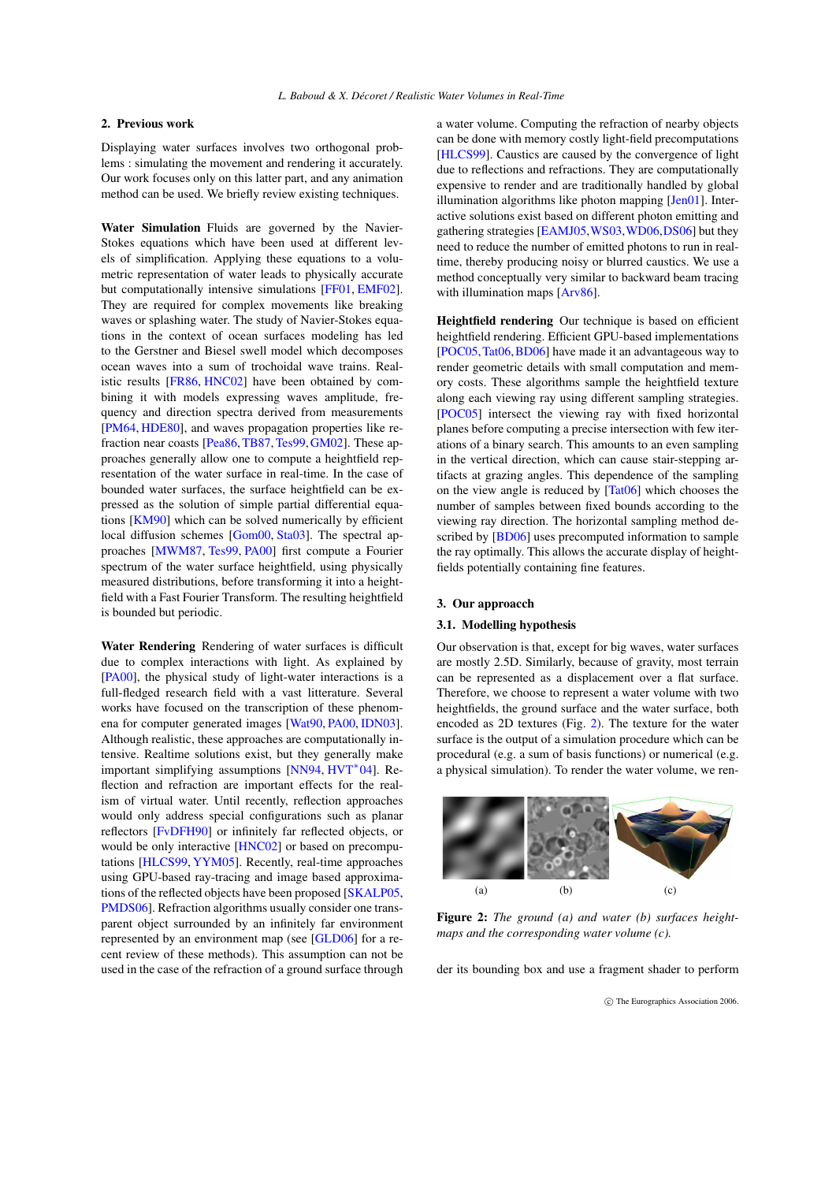## 2. Previous work

Displaying water surfaces involves two orthogonal problems : simulating the movement and rendering it accurately. Our work focuses only on this latter part, and any animation method can be used. We briefly review existing techniques.

**Water Simulation** Fluids are governed by the Navier-Stokes equations which have been used at different levels of simplification. Applying these equations to a volumetric representation of water leads to physically accurate but computationally intensive simulations [FF01, EMF02]. They are required for complex movements like breaking waves or splashing water. The study of Navier-Stokes equations in the context of ocean surfaces modeling has led to the Gerstner and Biesel swell model which decomposes ocean waves into a sum of trochoidal wave trains. Realistic results [FR86, HNC02] have been obtained by combining it with models expressing waves amplitude, frequency and direction spectra derived from measurements [PM64, HDE80], and waves propagation properties like refraction near coasts [Pea86, TB87, Tes99, GM02]. These approaches generally allow one to compute a heightfield representation of the water surface in real-time. In the case of bounded water surfaces, the surface heightfield can be expressed as the solution of simple partial differential equations [KM90] which can be solved numerically by efficient local diffusion schemes [Gom00, Sta03]. The spectral approaches [MWM87, Tes99, PA00] first compute a Fourier spectrum of the water surface heightfield, using physically measured distributions, before transforming it into a heightfield with a Fast Fourier Transform. The resulting heightfield is bounded but periodic.

**Water Rendering** Rendering of water surfaces is difficult due to complex interactions with light. As explained by [PA00], the physical study of light-water interactions is a full-fledged research field with a vast litterature. Several works have focused on the transcription of these phenomena for computer generated images [Wat90, PA00, IDN03]. Although realistic, these approaches are computationally intensive. Realtime solutions exist, but they generally make important simplifying assumptions [NN94, HVT*04]. Reflection and refraction are important effects for the realism of virtual water. Until recently, reflection approaches would only address special configurations such as planar reflectors [FvDFH90] or infinitely far reflected objects, or would be only interactive [HNC02] or based on precomputations [HLCS99, YYM05]. Recently, real-time approaches using GPU-based ray-tracing and image based approximations of the reflected objects have been proposed [SKALP05, PMDS06]. Refraction algorithms usually consider one transparent object surrounded by an infinitely far environment represented by an environment map (see [GLD06] for a recent review of these methods). This assumption can not be used in the case of the refraction of a ground surface through a water volume. Computing the refraction of nearby objects can be done with memory costly light-field precomputations [HLCS99]. Caustics are caused by the convergence of light due to reflections and refractions. They are computationally expensive to render and are traditionally handled by global illumination algorithms like photon mapping [Jen01]. Interactive solutions exist based on different photon emitting and gathering strategies [EAMJ05, WS03, WD06, DS06] but they need to reduce the number of emitted photons to run in real-time, thereby producing noisy or blurred caustics. We use a method conceptually very similar to backward beam tracing with illumination maps [Arv86].

**Heightfield rendering** Our technique is based on efficient heightfield rendering. Efficient GPU-based implementations [POC05, Tat06, BD06] have made it an advantageous way to render geometric details with small computation and memory costs. These algorithms sample the heightfield texture along each viewing ray using different sampling strategies. [POC05] intersect the viewing ray with fixed horizontal planes before computing a precise intersection with few iterations of a binary search. This amounts to an even sampling in the vertical direction, which can cause stair-stepping artifacts at grazing angles. This dependence of the sampling on the view angle is reduced by [Tat06] which chooses the number of samples between fixed bounds according to the viewing ray direction. The horizontal sampling method described by [BD06] uses precomputed information to sample the ray optimally. This allows the accurate display of heightfields potentially containing fine features.

## 3. Our approacch

### 3.1. Modelling hypothesis

Our observation is that, except for big waves, water surfaces are mostly 2.5D. Similarly, because of gravity, most terrain can be represented as a displacement over a flat surface. Therefore, we choose to represent a water volume with two heightfields, the ground surface and the water surface, both encoded as 2D textures (Fig. 2). The texture for the water surface is the output of a simulation procedure which can be procedural (e.g. a sum of basis functions) or numerical (e.g. a physical simulation). To render the water volume, we render its bounding box and use a fragment shader to perform

(a) (b) (c)

**Figure 2:** *The ground (a) and water (b) surfaces heightmaps and the corresponding water volume (c).*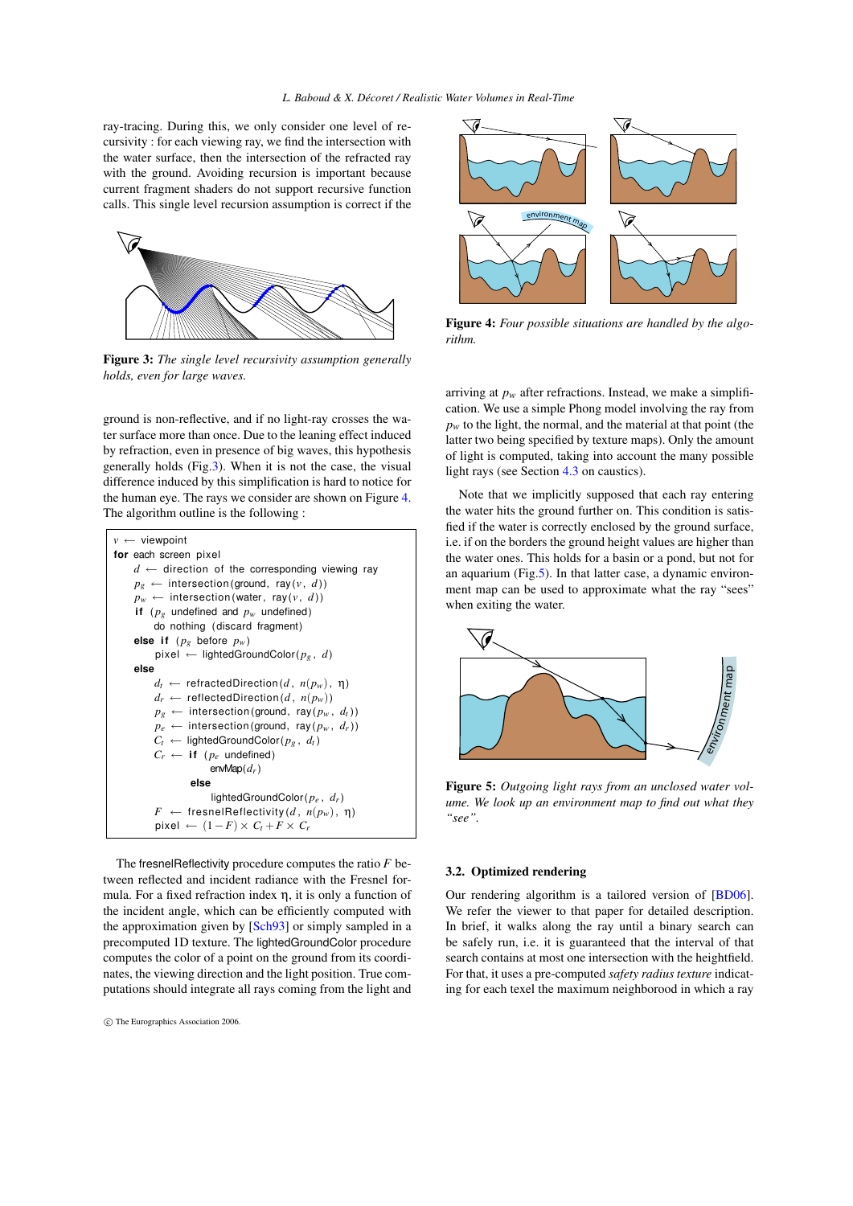ray-tracing. During this, we only consider one level of recursivity : for each viewing ray, we find the intersection with the water surface, then the intersection of the refracted ray with the ground. Avoiding recursion is important because current fragment shaders do not support recursive function calls. This single level recursion assumption is correct if the ground is non-reflective, and if no light-ray crosses the water surface more than once. Due to the leaning effect induced by refraction, even in presence of big waves, this hypothesis generally holds (Fig.3). When it is not the case, the visual difference induced by this simplification is hard to notice for the human eye. The rays we consider are shown on Figure 4. The algorithm outline is the following :

**Figure 3:** *The single level recursivity assumption generally holds, even for large waves.*

```
v ← viewpoint
for each screen pixel
    d ← direction of the corresponding viewing ray
    p_g ← intersection(ground, ray(v, d))
    p_w ← intersection(water, ray(v, d))
    if (p_g undefined and p_w undefined)
        do nothing (discard fragment)
    else if (p_g before p_w)
        pixel ← lightedGroundColor(p_g, d)
    else
        d_t ← refractedDirection(d, n(p_w), η)
        d_r ← reflectedDirection(d, n(p_w))
        p_g ← intersection(ground, ray(p_w, d_t))
        p_e ← intersection(ground, ray(p_w, d_r))
        C_t ← lightedGroundColor(p_g, d_t)
        C_r ← if (p_e undefined)
                  envMap(d_r)
              else
                  lightedGroundColor(p_e, d_r)
        F ← fresnelReflectivity(d, n(p_w), η)
        pixel ← (1 − F) × C_t + F × C_r
```

The fresnelReflectivity procedure computes the ratio $F$ between reflected and incident radiance with the Fresnel formula. For a fixed refraction index $\eta$, it is only a function of the incident angle, which can be efficiently computed with the approximation given by [Sch93] or simply sampled in a precomputed 1D texture. The lightedGroundColor procedure computes the color of a point on the ground from its coordinates, the viewing direction and the light position. True computations should integrate all rays coming from the light and arriving at $p_w$ after refractions. Instead, we make a simplification. We use a simple Phong model involving the ray from $p_w$ to the light, the normal, and the material at that point (the latter two being specified by texture maps). Only the amount of light is computed, taking into account the many possible light rays (see Section 4.3 on caustics).

**Figure 4:** *Four possible situations are handled by the algorithm.*

Note that we implicitly supposed that each ray entering the water hits the ground further on. This condition is satisfied if the water is correctly enclosed by the ground surface, i.e. if on the borders the ground height values are higher than the water ones. This holds for a basin or a pond, but not for an aquarium (Fig.5). In that latter case, a dynamic environment map can be used to approximate what the ray "sees" when exiting the water.

**Figure 5:** *Outgoing light rays from an unclosed water volume. We look up an environment map to find out what they "see".*

### 3.2. Optimized rendering

Our rendering algorithm is a tailored version of [BD06]. We refer the viewer to that paper for detailed description. In brief, it walks along the ray until a binary search can be safely run, i.e. it is guaranteed that the interval of that search contains at most one intersection with the heightfield. For that, it uses a pre-computed *safety radius texture* indicating for each texel the maximum neighboorod in which a ray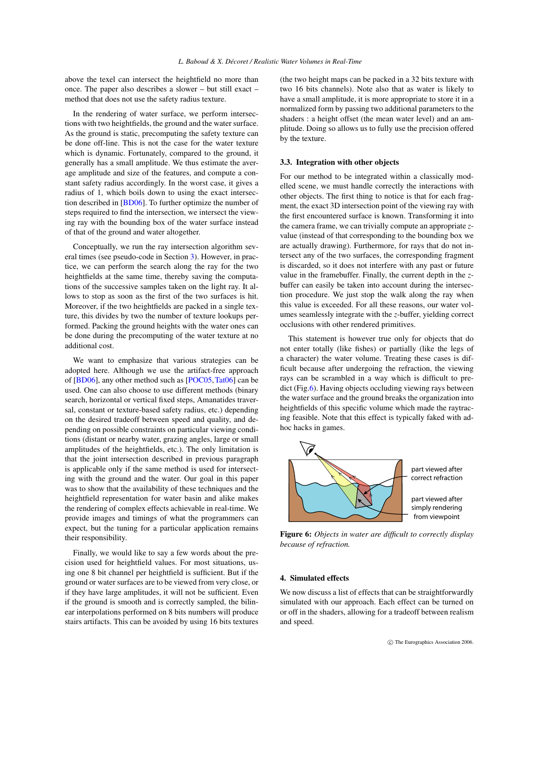above the texel can intersect the heightfield no more than once. The paper also describes a slower – but still exact – method that does not use the safety radius texture.

In the rendering of water surface, we perform intersections with two heightfields, the ground and the water surface. As the ground is static, precomputing the safety texture can be done off-line. This is not the case for the water texture which is dynamic. Fortunately, compared to the ground, it generally has a small amplitude. We thus estimate the average amplitude and size of the features, and compute a constant safety radius accordingly. In the worst case, it gives a radius of 1, which boils down to using the exact intersection described in [BD06]. To further optimize the number of steps required to find the intersection, we intersect the viewing ray with the bounding box of the water surface instead of that of the ground and water altogether.

Conceptually, we run the ray intersection algorithm several times (see pseudo-code in Section 3). However, in practice, we can perform the search along the ray for the two heightfields at the same time, thereby saving the computations of the successive samples taken on the light ray. It allows to stop as soon as the first of the two surfaces is hit. Moreover, if the two heightfields are packed in a single texture, this divides by two the number of texture lookups performed. Packing the ground heights with the water ones can be done during the precomputing of the water texture at no additional cost.

We want to emphasize that various strategies can be adopted here. Although we use the artifact-free approach of [BD06], any other method such as [POC05, Tat06] can be used. One can also choose to use different methods (binary search, horizontal or vertical fixed steps, Amanatides traversal, constant or texture-based safety radius, etc.) depending on the desired tradeoff between speed and quality, and depending on possible constraints on particular viewing conditions (distant or nearby water, grazing angles, large or small amplitudes of the heightfields, etc.). The only limitation is that the joint intersection described in previous paragraph is applicable only if the same method is used for intersecting with the ground and the water. Our goal in this paper was to show that the availability of these techniques and the heightfield representation for water basin and alike makes the rendering of complex effects achievable in real-time. We provide images and timings of what the programmers can expect, but the tuning for a particular application remains their responsibility.

Finally, we would like to say a few words about the precision used for heightfield values. For most situations, using one 8 bit channel per heightfield is sufficient. But if the ground or water surfaces are to be viewed from very close, or if they have large amplitudes, it will not be sufficient. Even if the ground is smooth and is correctly sampled, the bilinear interpolations performed on 8 bits numbers will produce stairs artifacts. This can be avoided by using 16 bits textures (the two height maps can be packed in a 32 bits texture with two 16 bits channels). Note also that as water is likely to have a small amplitude, it is more appropriate to store it in a normalized form by passing two additional parameters to the shaders : a height offset (the mean water level) and an amplitude. Doing so allows us to fully use the precision offered by the texture.

### 3.3. Integration with other objects

For our method to be integrated within a classically modelled scene, we must handle correctly the interactions with other objects. The first thing to notice is that for each fragment, the exact 3D intersection point of the viewing ray with the first encountered surface is known. Transforming it into the camera frame, we can trivially compute an appropriate $z$-value (instead of that corresponding to the bounding box we are actually drawing). Furthermore, for rays that do not intersect any of the two surfaces, the corresponding fragment is discarded, so it does not interfere with any past or future value in the framebuffer. Finally, the current depth in the $z$-buffer can easily be taken into account during the intersection procedure. We just stop the walk along the ray when this value is exceeded. For all these reasons, our water volumes seamlessly integrate with the $z$-buffer, yielding correct occlusions with other rendered primitives.

This statement is however true only for objects that do not enter totally (like fishes) or partially (like the legs of a character) the water volume. Treating these cases is difficult because after undergoing the refraction, the viewing rays can be scrambled in a way which is difficult to predict (Fig.6). Having objects occluding viewing rays between the water surface and the ground breaks the organization into heightfields of this specific volume which made the raytracing feasible. Note that this effect is typically faked with ad-hoc hacks in games.

part viewed after correct refraction

part viewed after simply rendering from viewpoint

**Figure 6:** *Objects in water are difficult to correctly display because of refraction.*

## 4. Simulated effects

We now discuss a list of effects that can be straightforwardly simulated with our approach. Each effect can be turned on or off in the shaders, allowing for a tradeoff between realism and speed.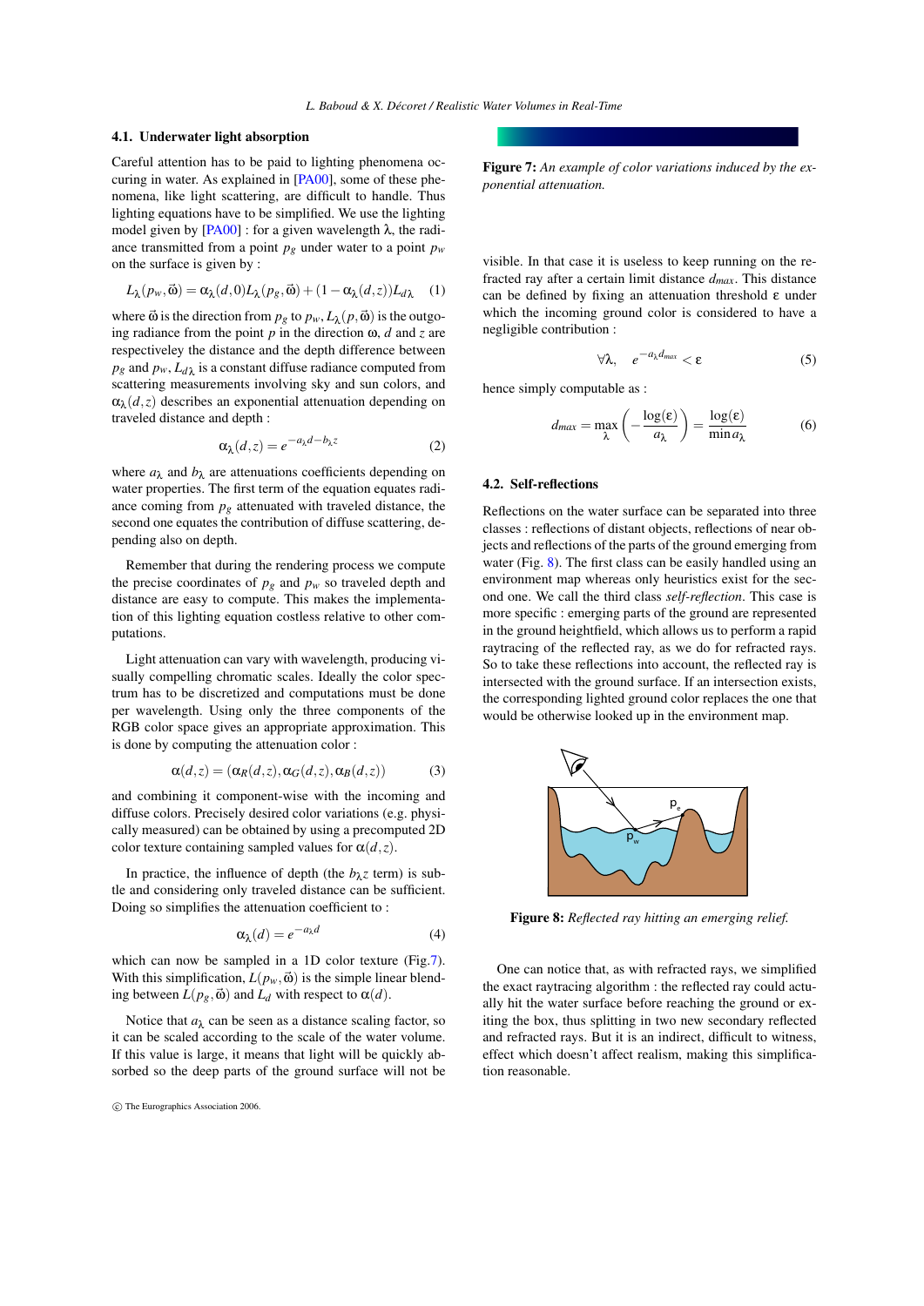### 4.1. Underwater light absorption

Careful attention has to be paid to lighting phenomena occuring in water. As explained in [PA00], some of these phenomena, like light scattering, are difficult to handle. Thus lighting equations have to be simplified. We use the lighting model given by [PA00] : for a given wavelength $\lambda$, the radiance transmitted from a point $p_g$ under water to a point $p_w$ on the surface is given by :

$$L_\lambda(p_w, \vec{\omega}) = \alpha_\lambda(d, 0) L_\lambda(p_g, \vec{\omega}) + (1 - \alpha_\lambda(d, z)) L_{d\lambda} \quad (1)$$

where $\vec{\omega}$ is the direction from $p_g$ to $p_w$, $L_\lambda(p, \vec{\omega})$ is the outgoing radiance from the point $p$ in the direction $\omega$, $d$ and $z$ are respectiveley the distance and the depth difference between $p_g$ and $p_w$, $L_{d\lambda}$ is a constant diffuse radiance computed from scattering measurements involving sky and sun colors, and $\alpha_\lambda(d, z)$ describes an exponential attenuation depending on traveled distance and depth :

$$\alpha_\lambda(d, z) = e^{-a_\lambda d - b_\lambda z} \quad (2)$$

where $a_\lambda$ and $b_\lambda$ are attenuations coefficients depending on water properties. The first term of the equation equates radiance coming from $p_g$ attenuated with traveled distance, the second one equates the contribution of diffuse scattering, depending also on depth.

Remember that during the rendering process we compute the precise coordinates of $p_g$ and $p_w$ so traveled depth and distance are easy to compute. This makes the implementation of this lighting equation costless relative to other computations.

Light attenuation can vary with wavelength, producing visually compelling chromatic scales. Ideally the color spectrum has to be discretized and computations must be done per wavelength. Using only the three components of the RGB color space gives an appropriate approximation. This is done by computing the attenuation color :

$$\alpha(d, z) = (\alpha_R(d, z), \alpha_G(d, z), \alpha_B(d, z)) \quad (3)$$

and combining it component-wise with the incoming and diffuse colors. Precisely desired color variations (e.g. physically measured) can be obtained by using a precomputed 2D color texture containing sampled values for $\alpha(d, z)$.

In practice, the influence of depth (the $b_\lambda z$ term) is subtle and considering only traveled distance can be sufficient. Doing so simplifies the attenuation coefficient to :

$$\alpha_\lambda(d) = e^{-a_\lambda d} \quad (4)$$

which can now be sampled in a 1D color texture (Fig.7). With this simplification, $L(p_w, \vec{\omega})$ is the simple linear blending between $L(p_g, \vec{\omega})$ and $L_d$ with respect to $\alpha(d)$.

Notice that $a_\lambda$ can be seen as a distance scaling factor, so it can be scaled according to the scale of the water volume. If this value is large, it means that light will be quickly absorbed so the deep parts of the ground surface will not be visible. In that case it is useless to keep running on the refracted ray after a certain limit distance $d_{max}$. This distance can be defined by fixing an attenuation threshold $\varepsilon$ under which the incoming ground color is considered to have a negligible contribution :

**Figure 7:** *An example of color variations induced by the exponential attenuation.*

$$\forall \lambda, \quad e^{-a_\lambda d_{max}} < \varepsilon \quad (5)$$

hence simply computable as :

$$d_{max} = \max_\lambda \left( -\frac{\log(\varepsilon)}{a_\lambda} \right) = \frac{\log(\varepsilon)}{\min a_\lambda} \quad (6)$$

### 4.2. Self-reflections

Reflections on the water surface can be separated into three classes : reflections of distant objects, reflections of near objects and reflections of the parts of the ground emerging from water (Fig. 8). The first class can be easily handled using an environment map whereas only heuristics exist for the second one. We call the third class *self-reflection*. This case is more specific : emerging parts of the ground are represented in the ground heightfield, which allows us to perform a rapid raytracing of the reflected ray, as we do for refracted rays. So to take these reflections into account, the reflected ray is intersected with the ground surface. If an intersection exists, the corresponding lighted ground color replaces the one that would be otherwise looked up in the environment map.

**Figure 8:** *Reflected ray hitting an emerging relief.*

One can notice that, as with refracted rays, we simplified the exact raytracing algorithm : the reflected ray could actually hit the water surface before reaching the ground or exiting the box, thus splitting in two new secondary reflected and refracted rays. But it is an indirect, difficult to witness, effect which doesn't affect realism, making this simplification reasonable.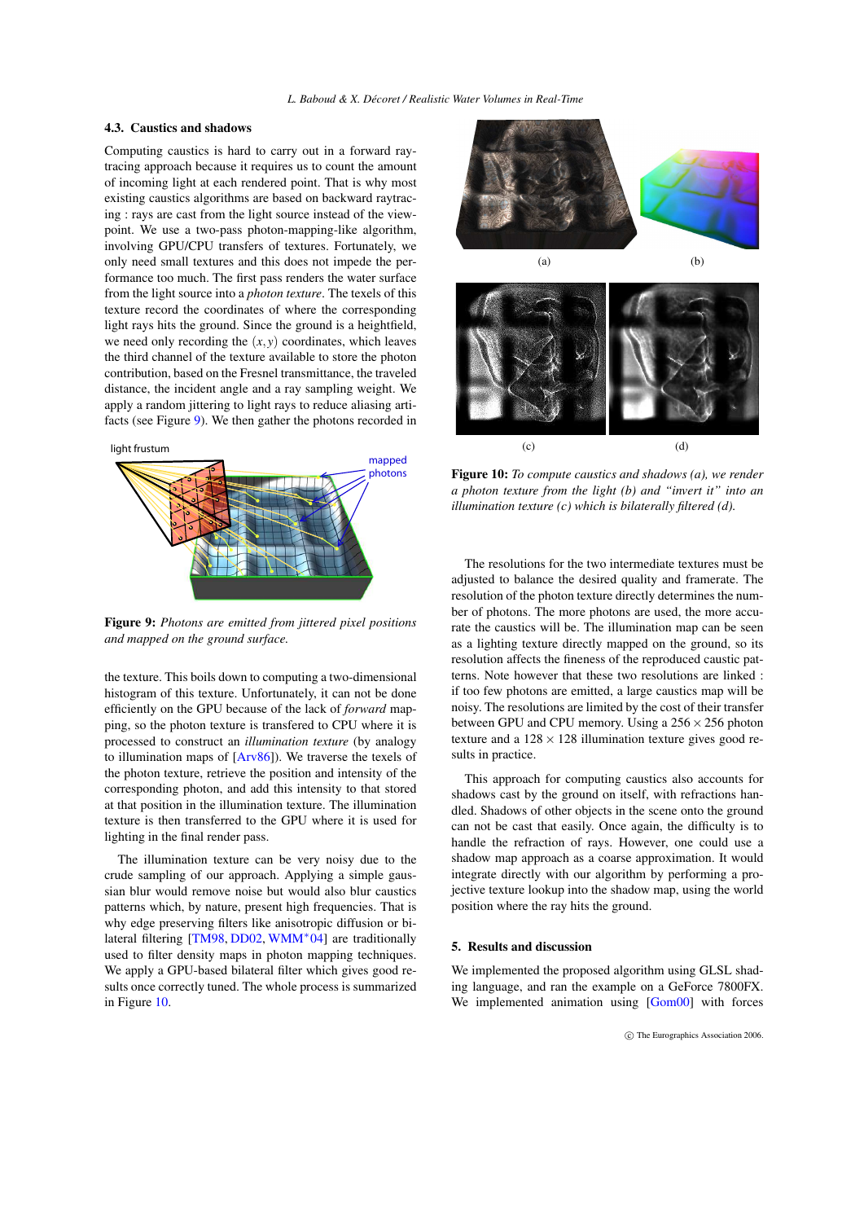### 4.3. Caustics and shadows

Computing caustics is hard to carry out in a forward raytracing approach because it requires us to count the amount of incoming light at each rendered point. That is why most existing caustics algorithms are based on backward raytracing : rays are cast from the light source instead of the viewpoint. We use a two-pass photon-mapping-like algorithm, involving GPU/CPU transfers of textures. Fortunately, we only need small textures and this does not impede the performance too much. The first pass renders the water surface from the light source into a *photon texture*. The texels of this texture record the coordinates of where the corresponding light rays hits the ground. Since the ground is a heightfield, we need only recording the $(x, y)$ coordinates, which leaves the third channel of the texture available to store the photon contribution, based on the Fresnel transmittance, the traveled distance, the incident angle and a ray sampling weight. We apply a random jittering to light rays to reduce aliasing artifacts (see Figure 9). We then gather the photons recorded in the texture. This boils down to computing a two-dimensional histogram of this texture. Unfortunately, it can not be done efficiently on the GPU because of the lack of *forward* mapping, so the photon texture is transfered to CPU where it is processed to construct an *illumination texture* (by analogy to illumination maps of [Arv86]). We traverse the texels of the photon texture, retrieve the position and intensity of the corresponding photon, and add this intensity to that stored at that position in the illumination texture. The illumination texture is then transferred to the GPU where it is used for lighting in the final render pass.

Figure 9: *Photons are emitted from jittered pixel positions and mapped on the ground surface.*

The illumination texture can be very noisy due to the crude sampling of our approach. Applying a simple gaussian blur would remove noise but would also blur caustics patterns which, by nature, present high frequencies. That is why edge preserving filters like anisotropic diffusion or bilateral filtering [TM98, DD02, WMM*04] are traditionally used to filter density maps in photon mapping techniques. We apply a GPU-based bilateral filter which gives good results once correctly tuned. The whole process is summarized in Figure 10.

Figure 10: *To compute caustics and shadows (a), we render a photon texture from the light (b) and "invert it" into an illumination texture (c) which is bilaterally filtered (d).*

The resolutions for the two intermediate textures must be adjusted to balance the desired quality and framerate. The resolution of the photon texture directly determines the number of photons. The more photons are used, the more accurate the caustics will be. The illumination map can be seen as a lighting texture directly mapped on the ground, so its resolution affects the fineness of the reproduced caustic patterns. Note however that these two resolutions are linked : if too few photons are emitted, a large caustics map will be noisy. The resolutions are limited by the cost of their transfer between GPU and CPU memory. Using a $256 \times 256$ photon texture and a $128 \times 128$ illumination texture gives good results in practice.

This approach for computing caustics also accounts for shadows cast by the ground on itself, with refractions handled. Shadows of other objects in the scene onto the ground can not be cast that easily. Once again, the difficulty is to handle the refraction of rays. However, one could use a shadow map approach as a coarse approximation. It would integrate directly with our algorithm by performing a projective texture lookup into the shadow map, using the world position where the ray hits the ground.

## 5. Results and discussion

We implemented the proposed algorithm using GLSL shading language, and ran the example on a GeForce 7800FX. We implemented animation using [Gom00] with forces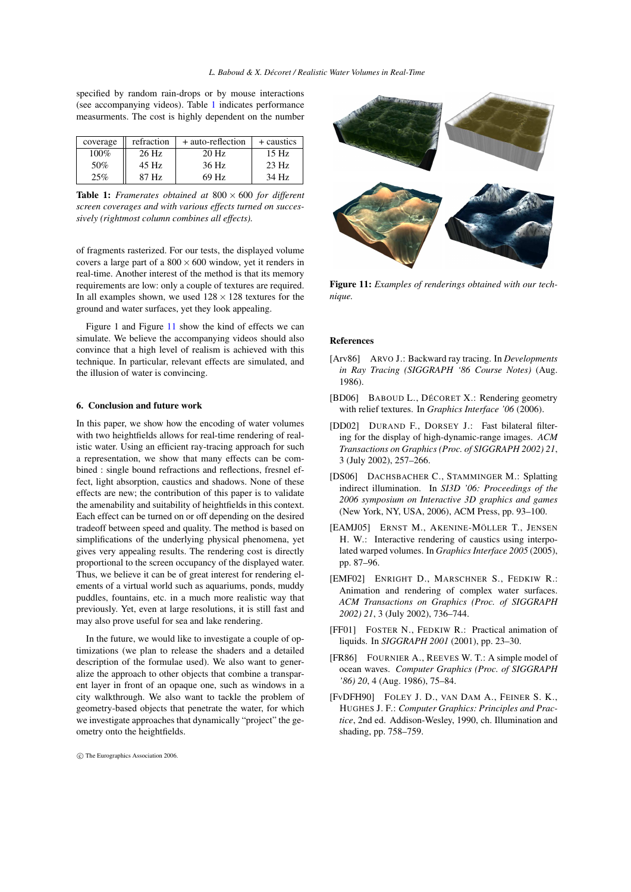specified by random rain-drops or by mouse interactions (see accompanying videos). Table 1 indicates performance measurments. The cost is highly dependent on the number

| coverage | refraction | + auto-reflection | + caustics |
|---|---|---|---|
| 100% | 26 Hz | 20 Hz | 15 Hz |
| 50% | 45 Hz | 36 Hz | 23 Hz |
| 25% | 87 Hz | 69 Hz | 34 Hz |

**Table 1:** *Framerates obtained at* $800 \times 600$ *for different screen coverages and with various effects turned on successively (rightmost column combines all effects).*

of fragments rasterized. For our tests, the displayed volume covers a large part of a $800 \times 600$ window, yet it renders in real-time. Another interest of the method is that its memory requirements are low: only a couple of textures are required. In all examples shown, we used $128 \times 128$ textures for the ground and water surfaces, yet they look appealing.

Figure 1 and Figure 11 show the kind of effects we can simulate. We believe the accompanying videos should also convince that a high level of realism is achieved with this technique. In particular, relevant effects are simulated, and the illusion of water is convincing.

**Figure 11:** *Examples of renderings obtained with our technique.*

### 6. Conclusion and future work

In this paper, we show how the encoding of water volumes with two heightfields allows for real-time rendering of realistic water. Using an efficient ray-tracing approach for such a representation, we show that many effects can be combined : single bound refractions and reflections, fresnel effect, light absorption, caustics and shadows. None of these effects are new; the contribution of this paper is to validate the amenability and suitability of heightfields in this context. Each effect can be turned on or off depending on the desired tradeoff between speed and quality. The method is based on simplifications of the underlying physical phenomena, yet gives very appealing results. The rendering cost is directly proportional to the screen occupancy of the displayed water. Thus, we believe it can be of great interest for rendering elements of a virtual world such as aquariums, ponds, muddy puddles, fountains, etc. in a much more realistic way that previously. Yet, even at large resolutions, it is still fast and may also prove useful for sea and lake rendering.

In the future, we would like to investigate a couple of optimizations (we plan to release the shaders and a detailed description of the formulae used). We also want to generalize the approach to other objects that combine a transparent layer in front of an opaque one, such as windows in a city walkthrough. We also want to tackle the problem of geometry-based objects that penetrate the water, for which we investigate approaches that dynamically "project" the geometry onto the heightfields.

### References

[Arv86] ARVO J.: Backward ray tracing. In *Developments in Ray Tracing (SIGGRAPH '86 Course Notes)* (Aug. 1986).

[BD06] BABOUD L., DÉCORET X.: Rendering geometry with relief textures. In *Graphics Interface '06* (2006).

[DD02] DURAND F., DORSEY J.: Fast bilateral filtering for the display of high-dynamic-range images. *ACM Transactions on Graphics (Proc. of SIGGRAPH 2002) 21*, 3 (July 2002), 257–266.

[DS06] DACHSBACHER C., STAMMINGER M.: Splatting indirect illumination. In *SI3D '06: Proceedings of the 2006 symposium on Interactive 3D graphics and games* (New York, NY, USA, 2006), ACM Press, pp. 93–100.

[EAMJ05] ERNST M., AKENINE-MÖLLER T., JENSEN H. W.: Interactive rendering of caustics using interpolated warped volumes. In *Graphics Interface 2005* (2005), pp. 87–96.

[EMF02] ENRIGHT D., MARSCHNER S., FEDKIW R.: Animation and rendering of complex water surfaces. *ACM Transactions on Graphics (Proc. of SIGGRAPH 2002) 21*, 3 (July 2002), 736–744.

[FF01] FOSTER N., FEDKIW R.: Practical animation of liquids. In *SIGGRAPH 2001* (2001), pp. 23–30.

[FR86] FOURNIER A., REEVES W. T.: A simple model of ocean waves. *Computer Graphics (Proc. of SIGGRAPH '86) 20*, 4 (Aug. 1986), 75–84.

[FvDFH90] FOLEY J. D., VAN DAM A., FEINER S. K., HUGHES J. F.: *Computer Graphics: Principles and Practice*, 2nd ed. Addison-Wesley, 1990, ch. Illumination and shading, pp. 758–759.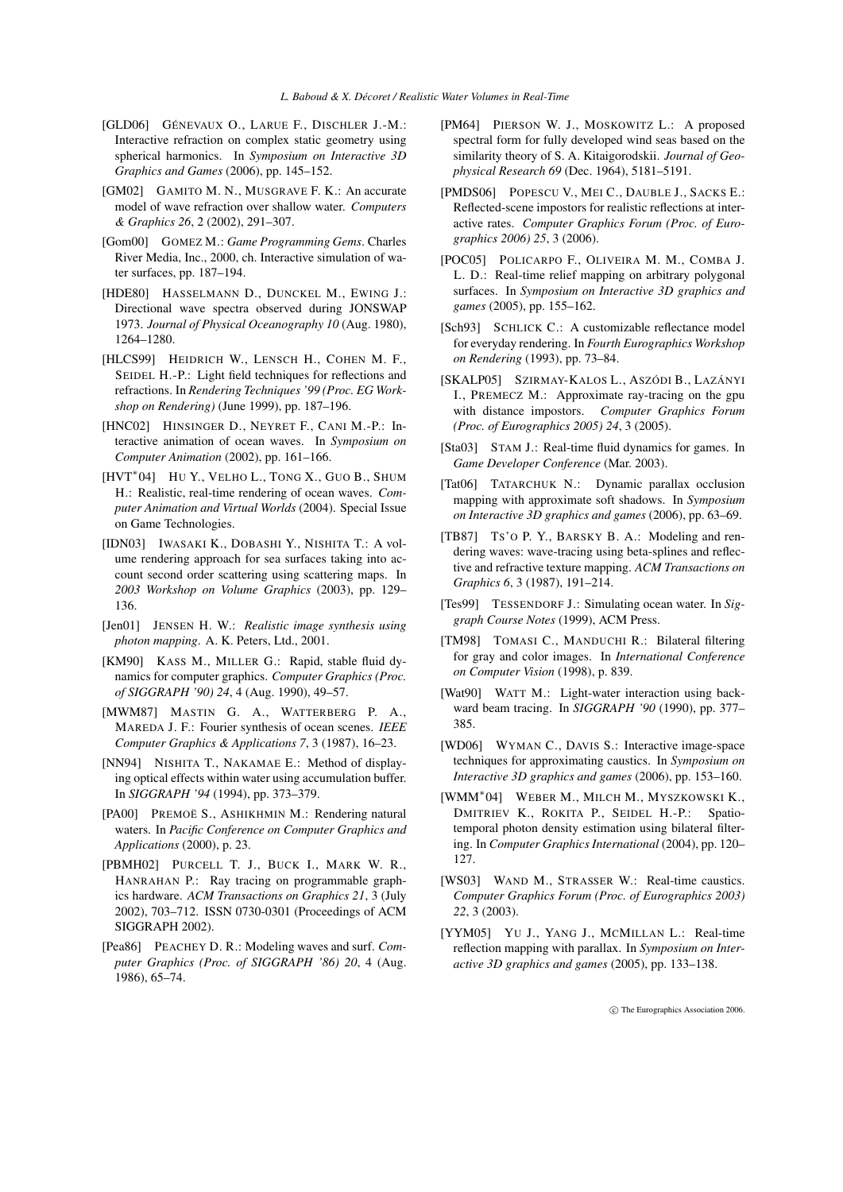[GLD06] Génevaux O., Larue F., Dischler J.-M.: Interactive refraction on complex static geometry using spherical harmonics. In *Symposium on Interactive 3D Graphics and Games* (2006), pp. 145–152.

[GM02] Gamito M. N., Musgrave F. K.: An accurate model of wave refraction over shallow water. *Computers & Graphics 26*, 2 (2002), 291–307.

[Gom00] Gomez M.: *Game Programming Gems*. Charles River Media, Inc., 2000, ch. Interactive simulation of water surfaces, pp. 187–194.

[HDE80] Hasselmann D., Dunckel M., Ewing J.: Directional wave spectra observed during JONSWAP 1973. *Journal of Physical Oceanography 10* (Aug. 1980), 1264–1280.

[HLCS99] Heidrich W., Lensch H., Cohen M. F., Seidel H.-P.: Light field techniques for reflections and refractions. In *Rendering Techniques '99 (Proc. EG Workshop on Rendering)* (June 1999), pp. 187–196.

[HNC02] Hinsinger D., Neyret F., Cani M.-P.: Interactive animation of ocean waves. In *Symposium on Computer Animation* (2002), pp. 161–166.

[HVT*04] Hu Y., Velho L., Tong X., Guo B., Shum H.: Realistic, real-time rendering of ocean waves. *Computer Animation and Virtual Worlds* (2004). Special Issue on Game Technologies.

[IDN03] Iwasaki K., Dobashi Y., Nishita T.: A volume rendering approach for sea surfaces taking into account second order scattering using scattering maps. In *2003 Workshop on Volume Graphics* (2003), pp. 129–136.

[Jen01] Jensen H. W.: *Realistic image synthesis using photon mapping*. A. K. Peters, Ltd., 2001.

[KM90] Kass M., Miller G.: Rapid, stable fluid dynamics for computer graphics. *Computer Graphics (Proc. of SIGGRAPH '90) 24*, 4 (Aug. 1990), 49–57.

[MWM87] Mastin G. A., Watterberg P. A., Mareda J. F.: Fourier synthesis of ocean scenes. *IEEE Computer Graphics & Applications 7*, 3 (1987), 16–23.

[NN94] Nishita T., Nakamae E.: Method of displaying optical effects within water using accumulation buffer. In *SIGGRAPH '94* (1994), pp. 373–379.

[PA00] Premoë S., Ashikhmin M.: Rendering natural waters. In *Pacific Conference on Computer Graphics and Applications* (2000), p. 23.

[PBMH02] Purcell T. J., Buck I., Mark W. R., Hanrahan P.: Ray tracing on programmable graphics hardware. *ACM Transactions on Graphics 21*, 3 (July 2002), 703–712. ISSN 0730-0301 (Proceedings of ACM SIGGRAPH 2002).

[Pea86] Peachey D. R.: Modeling waves and surf. *Computer Graphics (Proc. of SIGGRAPH '86) 20*, 4 (Aug. 1986), 65–74.

[PM64] Pierson W. J., Moskowitz L.: A proposed spectral form for fully developed wind seas based on the similarity theory of S. A. Kitaigorodskii. *Journal of Geophysical Research 69* (Dec. 1964), 5181–5191.

[PMDS06] Popescu V., Mei C., Dauble J., Sacks E.: Reflected-scene impostors for realistic reflections at interactive rates. *Computer Graphics Forum (Proc. of Eurographics 2006) 25*, 3 (2006).

[POC05] Policarpo F., Oliveira M. M., Comba J. L. D.: Real-time relief mapping on arbitrary polygonal surfaces. In *Symposium on Interactive 3D graphics and games* (2005), pp. 155–162.

[Sch93] Schlick C.: A customizable reflectance model for everyday rendering. In *Fourth Eurographics Workshop on Rendering* (1993), pp. 73–84.

[SKALP05] Szirmay-Kalos L., Aszódi B., Lazányi I., Premecz M.: Approximate ray-tracing on the gpu with distance impostors. *Computer Graphics Forum (Proc. of Eurographics 2005) 24*, 3 (2005).

[Sta03] Stam J.: Real-time fluid dynamics for games. In *Game Developer Conference* (Mar. 2003).

[Tat06] Tatarchuk N.: Dynamic parallax occlusion mapping with approximate soft shadows. In *Symposium on Interactive 3D graphics and games* (2006), pp. 63–69.

[TB87] Ts'o P. Y., Barsky B. A.: Modeling and rendering waves: wave-tracing using beta-splines and reflective and refractive texture mapping. *ACM Transactions on Graphics 6*, 3 (1987), 191–214.

[Tes99] Tessendorf J.: Simulating ocean water. In *Siggraph Course Notes* (1999), ACM Press.

[TM98] Tomasi C., Manduchi R.: Bilateral filtering for gray and color images. In *International Conference on Computer Vision* (1998), p. 839.

[Wat90] Watt M.: Light-water interaction using backward beam tracing. In *SIGGRAPH '90* (1990), pp. 377–385.

[WD06] Wyman C., Davis S.: Interactive image-space techniques for approximating caustics. In *Symposium on Interactive 3D graphics and games* (2006), pp. 153–160.

[WMM*04] Weber M., Milch M., Myszkowski K., Dmitriev K., Rokita P., Seidel H.-P.: Spatio-temporal photon density estimation using bilateral filtering. In *Computer Graphics International* (2004), pp. 120–127.

[WS03] Wand M., Strasser W.: Real-time caustics. *Computer Graphics Forum (Proc. of Eurographics 2003) 22*, 3 (2003).

[YYM05] Yu J., Yang J., McMillan L.: Real-time reflection mapping with parallax. In *Symposium on Interactive 3D graphics and games* (2005), pp. 133–138.